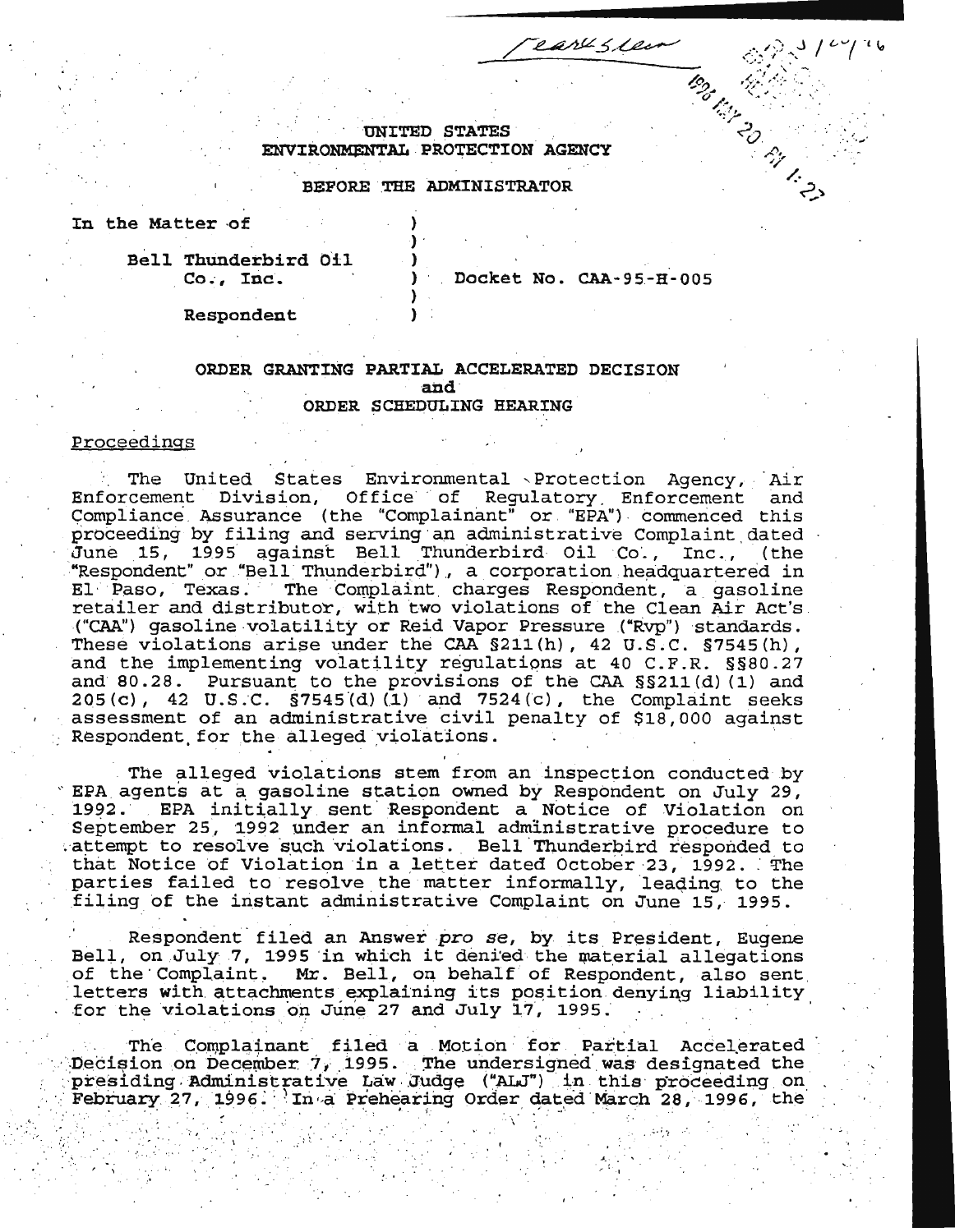UNITED STATES
ENVIRONMENTAL PROTECTION AGENCY

BEFORE THE ADMINISTRATOR

| | | |
|---|---|---|
| In the Matter of | ) | |
| | ) | |
| Bell Thunderbird Oil Co., Inc. | ) | Docket No. CAA-95-H-005 |
| | ) | |
| Respondent | ) | |

## ORDER GRANTING PARTIAL ACCELERATED DECISION and ORDER SCHEDULING HEARING

### Proceedings

The United States Environmental Protection Agency, Air Enforcement Division, Office of Regulatory Enforcement and Compliance Assurance (the "Complainant" or "EPA") commenced this proceeding by filing and serving an administrative Complaint dated June 15, 1995 against Bell Thunderbird Oil Co., Inc., (the "Respondent" or "Bell Thunderbird"), a corporation headquartered in El Paso, Texas. The Complaint charges Respondent, a gasoline retailer and distributor, with two violations of the Clean Air Act's ("CAA") gasoline volatility or Reid Vapor Pressure ("Rvp") standards. These violations arise under the CAA §211(h), 42 U.S.C. §7545(h), and the implementing volatility regulations at 40 C.F.R. §§80.27 and 80.28. Pursuant to the provisions of the CAA §§211(d)(1) and 205(c), 42 U.S.C. §7545(d)(1) and 7524(c), the Complaint seeks assessment of an administrative civil penalty of $18,000 against Respondent for the alleged violations.

The alleged violations stem from an inspection conducted by EPA agents at a gasoline station owned by Respondent on July 29, 1992. EPA initially sent Respondent a Notice of Violation on September 25, 1992 under an informal administrative procedure to attempt to resolve such violations. Bell Thunderbird responded to that Notice of Violation in a letter dated October 23, 1992. The parties failed to resolve the matter informally, leading to the filing of the instant administrative Complaint on June 15, 1995.

Respondent filed an Answer *pro se*, by its President, Eugene Bell, on July 7, 1995 in which it denied the material allegations of the Complaint. Mr. Bell, on behalf of Respondent, also sent letters with attachments explaining its position denying liability for the violations on June 27 and July 17, 1995.

The Complainant filed a Motion for Partial Accelerated Decision on December 7, 1995. The undersigned was designated the presiding Administrative Law Judge ("ALJ") in this proceeding on February 27, 1996. In a Prehearing Order dated March 28, 1996, the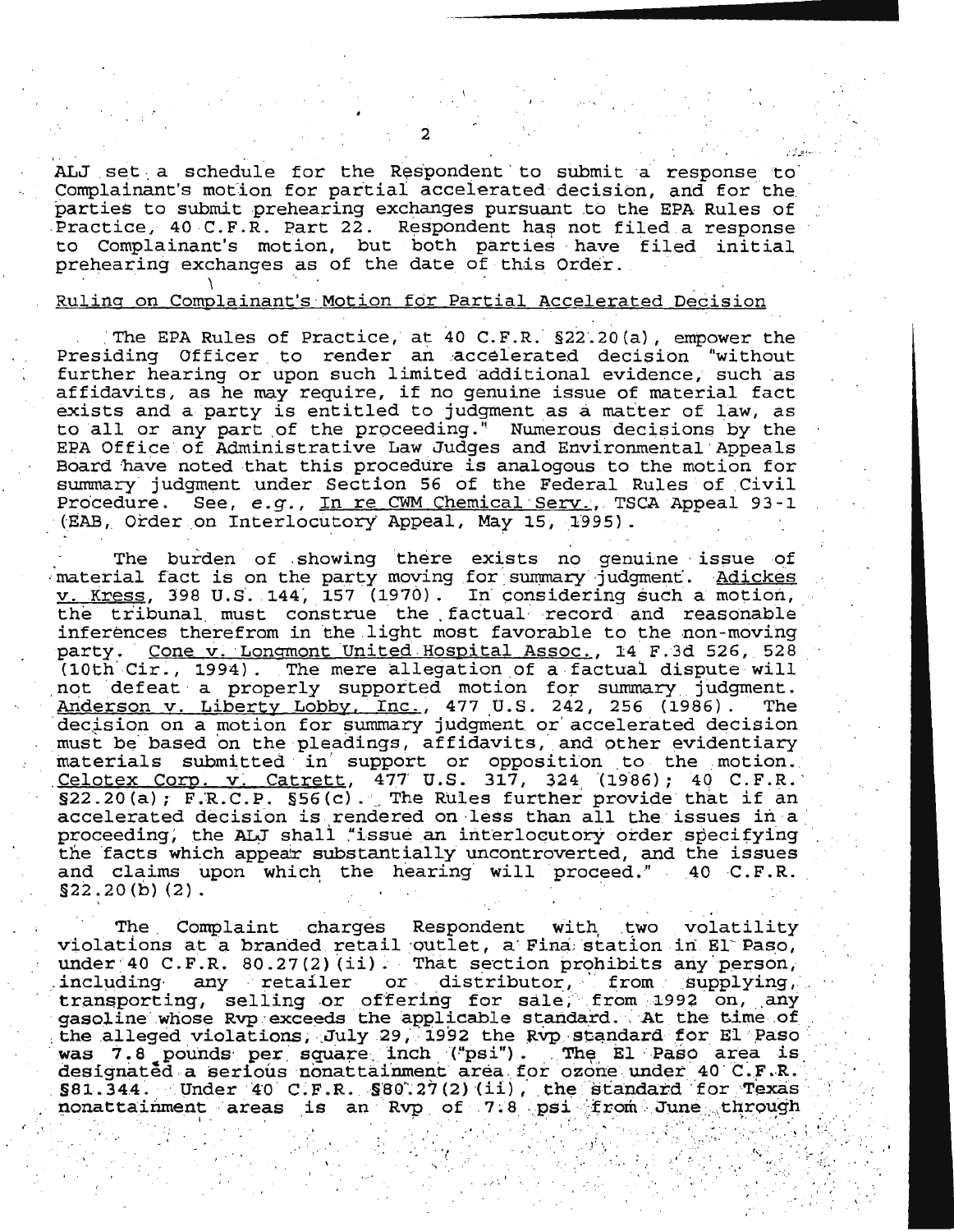ALJ set a schedule for the Respondent to submit a response to Complainant's motion for partial accelerated decision, and for the parties to submit prehearing exchanges pursuant to the EPA Rules of Practice, 40 C.F.R. Part 22. Respondent has not filed a response to Complainant's motion, but both parties have filed initial prehearing exchanges as of the date of this Order.

Ruling on Complainant's Motion for Partial Accelerated Decision

The EPA Rules of Practice, at 40 C.F.R. §22.20(a), empower the Presiding Officer to render an accelerated decision "without further hearing or upon such limited additional evidence, such as affidavits, as he may require, if no genuine issue of material fact exists and a party is entitled to judgment as a matter of law, as to all or any part of the proceeding." Numerous decisions by the EPA Office of Administrative Law Judges and Environmental Appeals Board have noted that this procedure is analogous to the motion for summary judgment under Section 56 of the Federal Rules of Civil Procedure. See, *e.g.*, In re CWM Chemical Serv., TSCA Appeal 93-1 (EAB, Order on Interlocutory Appeal, May 15, 1995).

The burden of showing there exists no genuine issue of material fact is on the party moving for summary judgment. Adickes v. Kress, 398 U.S. 144, 157 (1970). In considering such a motion, the tribunal must construe the factual record and reasonable inferences therefrom in the light most favorable to the non-moving party. Cone v. Longmont United Hospital Assoc., 14 F.3d 526, 528 (10th Cir., 1994). The mere allegation of a factual dispute will not defeat a properly supported motion for summary judgment. Anderson v. Liberty Lobby, Inc., 477 U.S. 242, 256 (1986). The decision on a motion for summary judgment or accelerated decision must be based on the pleadings, affidavits, and other evidentiary materials submitted in support or opposition to the motion. Celotex Corp. v. Catrett, 477 U.S. 317, 324 (1986); 40 C.F.R. §22.20(a); F.R.C.P. §56(c). The Rules further provide that if an accelerated decision is rendered on less than all the issues in a proceeding, the ALJ shall "issue an interlocutory order specifying the facts which appear substantially uncontroverted, and the issues and claims upon which the hearing will proceed." 40 C.F.R. §22.20(b)(2).

The Complaint charges Respondent with two volatility violations at a branded retail outlet, a Fina station in El Paso, under 40 C.F.R. 80.27(2)(ii). That section prohibits any person, including any retailer or distributor, from supplying, transporting, selling or offering for sale, from 1992 on, any gasoline whose Rvp exceeds the applicable standard. At the time of the alleged violations, July 29, 1992 the Rvp standard for El Paso was 7.8 pounds per square inch ("psi"). The El Paso area is designated a serious nonattainment area for ozone under 40 C.F.R. §81.344. Under 40 C.F.R. §80.27(2)(ii), the standard for Texas nonattainment areas is an Rvp of 7.8 psi from June through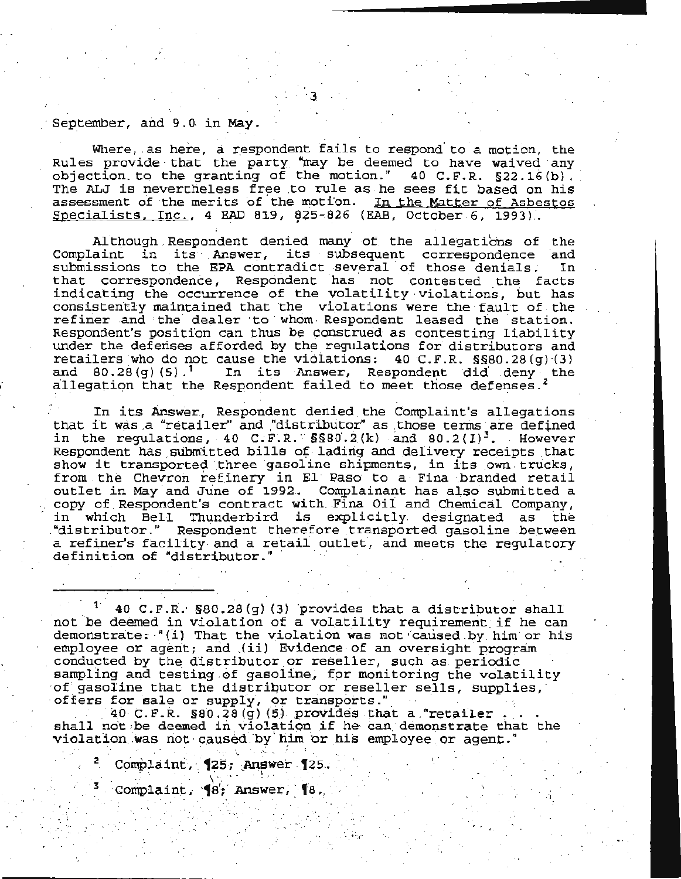September, and 9.0 in May.

Where, as here, a respondent fails to respond to a motion, the Rules provide that the party "may be deemed to have waived any objection to the granting of the motion." 40 C.F.R. §22.16(b). The ALJ is nevertheless free to rule as he sees fit based on his assessment of the merits of the motion. In the Matter of Asbestos Specialists, Inc., 4 EAD 819, 825-826 (EAB, October 6, 1993).

Although Respondent denied many of the allegations of the Complaint in its Answer, its subsequent correspondence and submissions to the EPA contradict several of those denials. In that correspondence, Respondent has not contested the facts indicating the occurrence of the volatility violations, but has consistently maintained that the violations were the fault of the refiner and the dealer to whom Respondent leased the station. Respondent's position can thus be construed as contesting liability under the defenses afforded by the regulations for distributors and retailers who do not cause the violations: 40 C.F.R. §§80.28(g)(3) and 80.28(g)(5).[1] In its Answer, Respondent did deny the allegation that the Respondent failed to meet those defenses.[2]

In its Answer, Respondent denied the Complaint's allegations that it was a "retailer" and "distributor" as those terms are defined in the regulations, 40 C.F.R. §§80.2(k) and 80.2(l)[3]. However Respondent has submitted bills of lading and delivery receipts that show it transported three gasoline shipments, in its own trucks, from the Chevron refinery in El Paso to a Fina branded retail outlet in May and June of 1992. Complainant has also submitted a copy of Respondent's contract with Fina Oil and Chemical Company, in which Bell Thunderbird is explicitly designated as the "distributor." Respondent therefore transported gasoline between a refiner's facility and a retail outlet, and meets the regulatory definition of "distributor."

---

[1] 40 C.F.R. §80.28(g)(3) provides that a distributor shall not be deemed in violation of a volatility requirement if he can demonstrate: "(i) That the violation was not caused by him or his employee or agent; and (ii) Evidence of an oversight program conducted by the distributor or reseller, such as periodic sampling and testing of gasoline, for monitoring the volatility of gasoline that the distributor or reseller sells, supplies, offers for sale or supply, or transports."

40 C.F.R. §80.28(g)(5) provides that a "retailer . . . shall not be deemed in violation if he can demonstrate that the violation was not caused by him or his employee or agent."

[2] Complaint, ¶25; Answer ¶25.

[3] Complaint, ¶8; Answer, ¶8.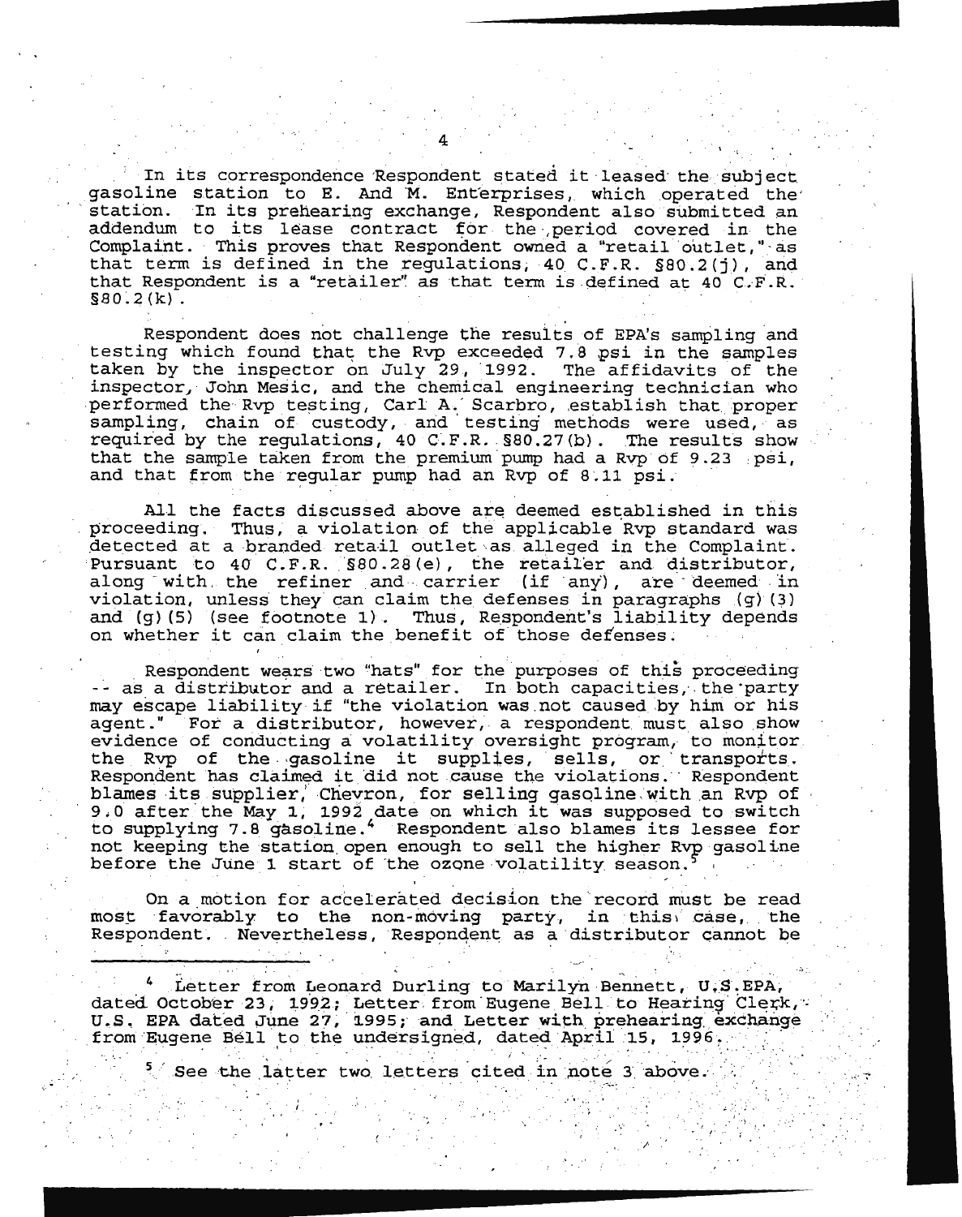In its correspondence Respondent stated it leased the subject gasoline station to E. And M. Enterprises, which operated the station. In its prehearing exchange, Respondent also submitted an addendum to its lease contract for the period covered in the Complaint. This proves that Respondent owned a "retail outlet," as that term is defined in the regulations, 40 C.F.R. §80.2(j), and that Respondent is a "retailer" as that term is defined at 40 C.F.R. §80.2(k).

Respondent does not challenge the results of EPA's sampling and testing which found that the Rvp exceeded 7.8 psi in the samples taken by the inspector on July 29, 1992. The affidavits of the inspector, John Mesic, and the chemical engineering technician who performed the Rvp testing, Carl A. Scarbro, establish that proper sampling, chain of custody, and testing methods were used, as required by the regulations, 40 C.F.R. §80.27(b). The results show that the sample taken from the premium pump had a Rvp of 9.23 psi, and that from the regular pump had an Rvp of 8.11 psi.

All the facts discussed above are deemed established in this proceeding. Thus, a violation of the applicable Rvp standard was detected at a branded retail outlet as alleged in the Complaint. Pursuant to 40 C.F.R. §80.28(e), the retailer and distributor, along with the refiner and carrier (if any), are deemed in violation, unless they can claim the defenses in paragraphs (g)(3) and (g)(5) (see footnote 1). Thus, Respondent's liability depends on whether it can claim the benefit of those defenses.

Respondent wears two "hats" for the purposes of this proceeding -- as a distributor and a retailer. In both capacities, the party may escape liability if "the violation was not caused by him or his agent." For a distributor, however, a respondent must also show evidence of conducting a volatility oversight program, to monitor the Rvp of the gasoline it supplies, sells, or transports. Respondent has claimed it did not cause the violations. Respondent blames its supplier, Chevron, for selling gasoline with an Rvp of 9.0 after the May 1, 1992 date on which it was supposed to switch to supplying 7.8 gasoline.[4] Respondent also blames its lessee for not keeping the station open enough to sell the higher Rvp gasoline before the June 1 start of the ozone volatility season.[5]

On a motion for accelerated decision the record must be read most favorably to the non-moving party, in this case, the Respondent. Nevertheless, Respondent as a distributor cannot be

---

[4] Letter from Leonard Durling to Marilyn Bennett, U.S.EPA, dated October 23, 1992; Letter from Eugene Bell to Hearing Clerk, U.S. EPA dated June 27, 1995; and Letter with prehearing exchange from Eugene Bell to the undersigned, dated April 15, 1996.

[5] See the latter two letters cited in note 3 above.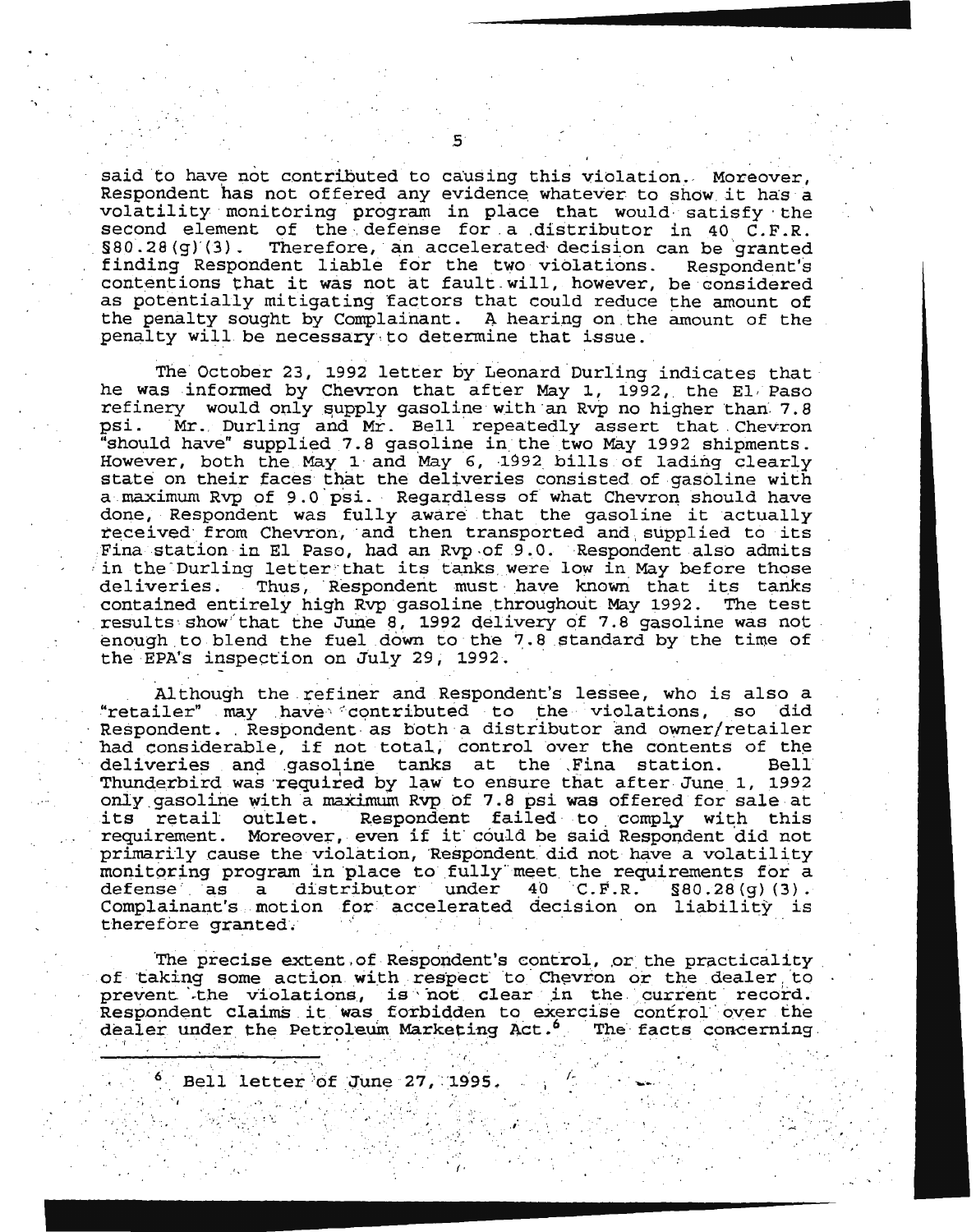said to have not contributed to causing this violation. Moreover, Respondent has not offered any evidence whatever to show it has a volatility monitoring program in place that would satisfy the second element of the defense for a distributor in 40 C.F.R. §80.28(g)(3). Therefore, an accelerated decision can be granted finding Respondent liable for the two violations. Respondent's contentions that it was not at fault will, however, be considered as potentially mitigating factors that could reduce the amount of the penalty sought by Complainant. A hearing on the amount of the penalty will be necessary to determine that issue.

The October 23, 1992 letter by Leonard Durling indicates that he was informed by Chevron that after May 1, 1992, the El Paso refinery would only supply gasoline with an Rvp no higher than 7.8 psi. Mr. Durling and Mr. Bell repeatedly assert that Chevron "should have" supplied 7.8 gasoline in the two May 1992 shipments. However, both the May 1 and May 6, 1992 bills of lading clearly state on their faces that the deliveries consisted of gasoline with a maximum Rvp of 9.0 psi. Regardless of what Chevron should have done, Respondent was fully aware that the gasoline it actually received from Chevron, and then transported and supplied to its Fina station in El Paso, had an Rvp of 9.0. Respondent also admits in the Durling letter that its tanks were low in May before those deliveries. Thus, Respondent must have known that its tanks contained entirely high Rvp gasoline throughout May 1992. The test results show that the June 8, 1992 delivery of 7.8 gasoline was not enough to blend the fuel down to the 7.8 standard by the time of the EPA's inspection on July 29, 1992.

Although the refiner and Respondent's lessee, who is also a "retailer" may have contributed to the violations, so did Respondent. Respondent as both a distributor and owner/retailer had considerable, if not total, control over the contents of the deliveries and gasoline tanks at the Fina station. Bell Thunderbird was required by law to ensure that after June 1, 1992 only gasoline with a maximum Rvp of 7.8 psi was offered for sale at its retail outlet. Respondent failed to comply with this requirement. Moreover, even if it could be said Respondent did not primarily cause the violation, Respondent did not have a volatility monitoring program in place to fully meet the requirements for a defense as a distributor under 40 C.F.R. §80.28(g)(3). Complainant's motion for accelerated decision on liability is therefore granted.

The precise extent of Respondent's control, or the practicality of taking some action with respect to Chevron or the dealer to prevent the violations, is not clear in the current record. Respondent claims it was forbidden to exercise control over the dealer under the Petroleum Marketing Act.[6] The facts concerning

---

[6] Bell letter of June 27, 1995.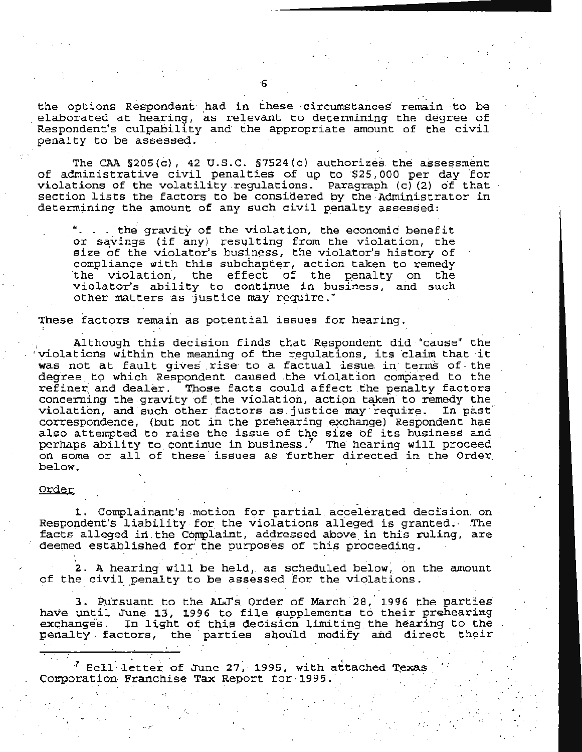the options Respondent had in these circumstances remain to be elaborated at hearing, as relevant to determining the degree of Respondent's culpability and the appropriate amount of the civil penalty to be assessed.

The CAA §205(c), 42 U.S.C. §7524(c) authorizes the assessment of administrative civil penalties of up to $25,000 per day for violations of the volatility regulations. Paragraph (c)(2) of that section lists the factors to be considered by the Administrator in determining the amount of any such civil penalty assessed:

> ". . . the gravity of the violation, the economic benefit or savings (if any) resulting from the violation, the size of the violator's business, the violator's history of compliance with this subchapter, action taken to remedy the violation, the effect of the penalty on the violator's ability to continue in business, and such other matters as justice may require."

These factors remain as potential issues for hearing.

Although this decision finds that Respondent did "cause" the violations within the meaning of the regulations, its claim that it was not at fault gives rise to a factual issue in terms of the degree to which Respondent caused the violation compared to the refiner and dealer. Those facts could affect the penalty factors concerning the gravity of the violation, action taken to remedy the violation, and such other factors as justice may require. In past correspondence, (but not in the prehearing exchange) Respondent has also attempted to raise the issue of the size of its business and perhaps ability to continue in business.[7] The hearing will proceed on some or all of these issues as further directed in the Order below.

Order

1. Complainant's motion for partial accelerated decision on Respondent's liability for the violations alleged is granted. The facts alleged in the Complaint, addressed above in this ruling, are deemed established for the purposes of this proceeding.

2. A hearing will be held, as scheduled below, on the amount of the civil penalty to be assessed for the violations.

3. Pursuant to the ALJ's Order of March 28, 1996 the parties have until June 13, 1996 to file supplements to their prehearing exchanges. In light of this decision limiting the hearing to the penalty factors, the parties should modify and direct their

[7] Bell letter of June 27, 1995, with attached Texas Corporation Franchise Tax Report for 1995.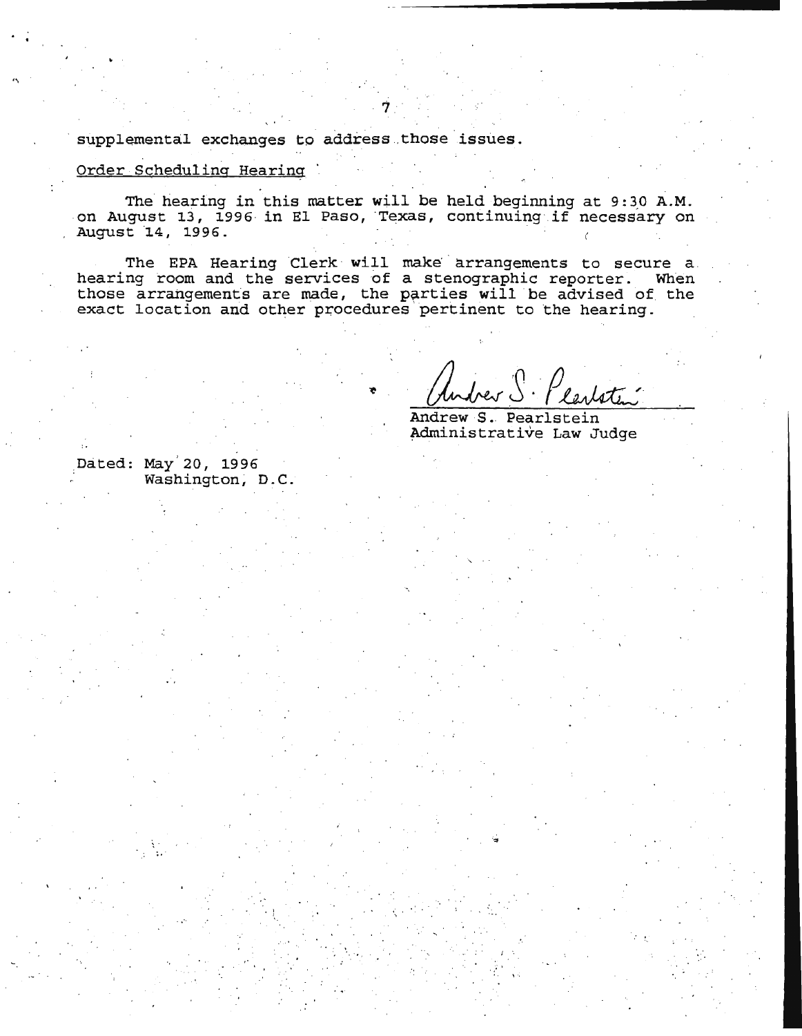supplemental exchanges to address those issues.

Order Scheduling Hearing

The hearing in this matter will be held beginning at 9:30 A.M. on August 13, 1996 in El Paso, Texas, continuing if necessary on August 14, 1996.

The EPA Hearing Clerk will make arrangements to secure a hearing room and the services of a stenographic reporter. When those arrangements are made, the parties will be advised of the exact location and other procedures pertinent to the hearing.

Andrew S. Pearlstein
Administrative Law Judge

Dated: May 20, 1996
Washington, D.C.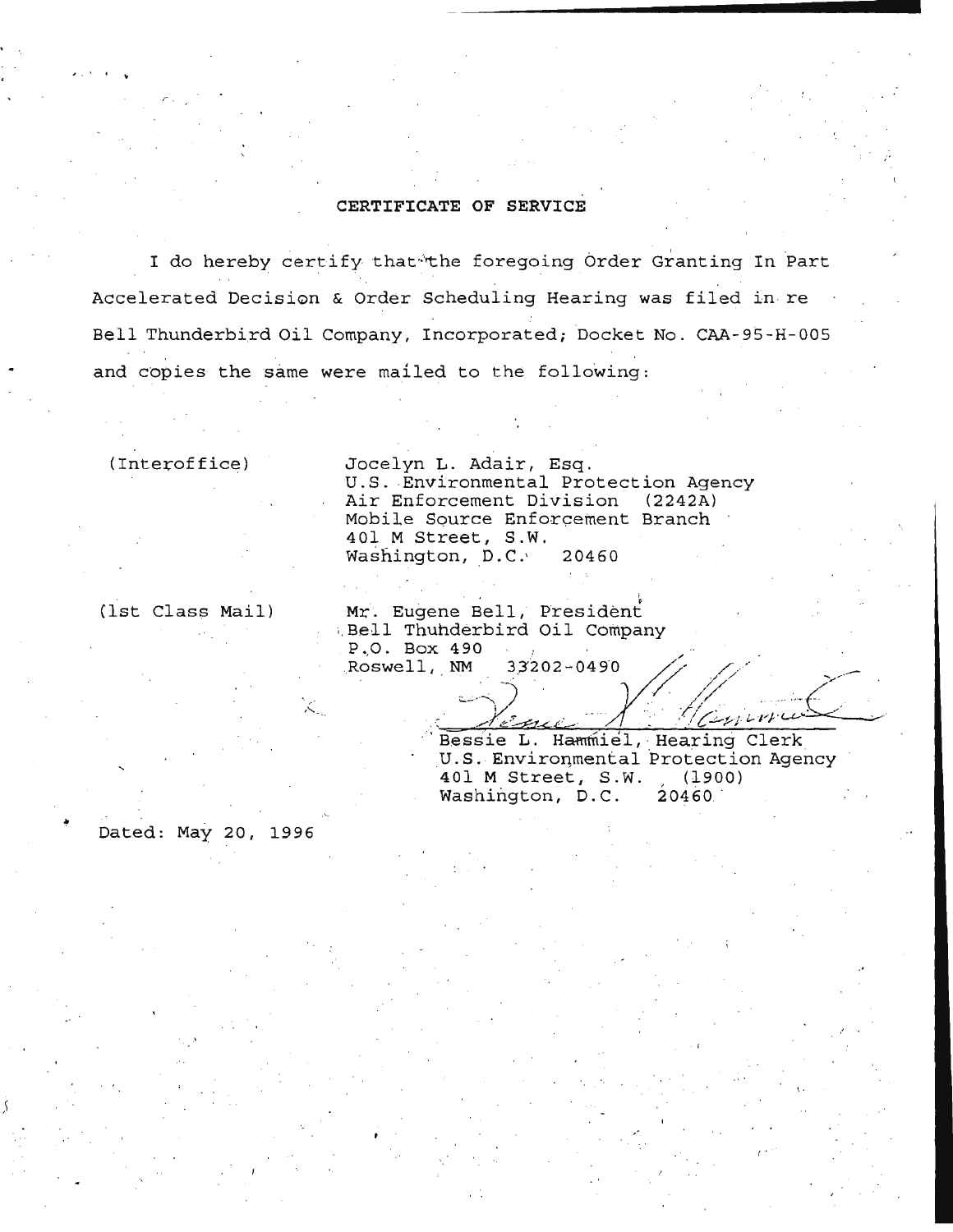## CERTIFICATE OF SERVICE

I do hereby certify that the foregoing Order Granting In Part Accelerated Decision & Order Scheduling Hearing was filed in re Bell Thunderbird Oil Company, Incorporated; Docket No. CAA-95-H-005 and copies the same were mailed to the following:

(Interoffice)

Jocelyn L. Adair, Esq.
U.S. Environmental Protection Agency
Air Enforcement Division (2242A)
Mobile Source Enforcement Branch
401 M Street, S.W.
Washington, D.C. 20460

(1st Class Mail)

Mr. Eugene Bell, President
Bell Thunderbird Oil Company
P.O. Box 490
Roswell, NM 33202-0490

Bessie L. Hammiel, Hearing Clerk
U.S. Environmental Protection Agency
401 M Street, S.W. (1900)
Washington, D.C. 20460

Dated: May 20, 1996